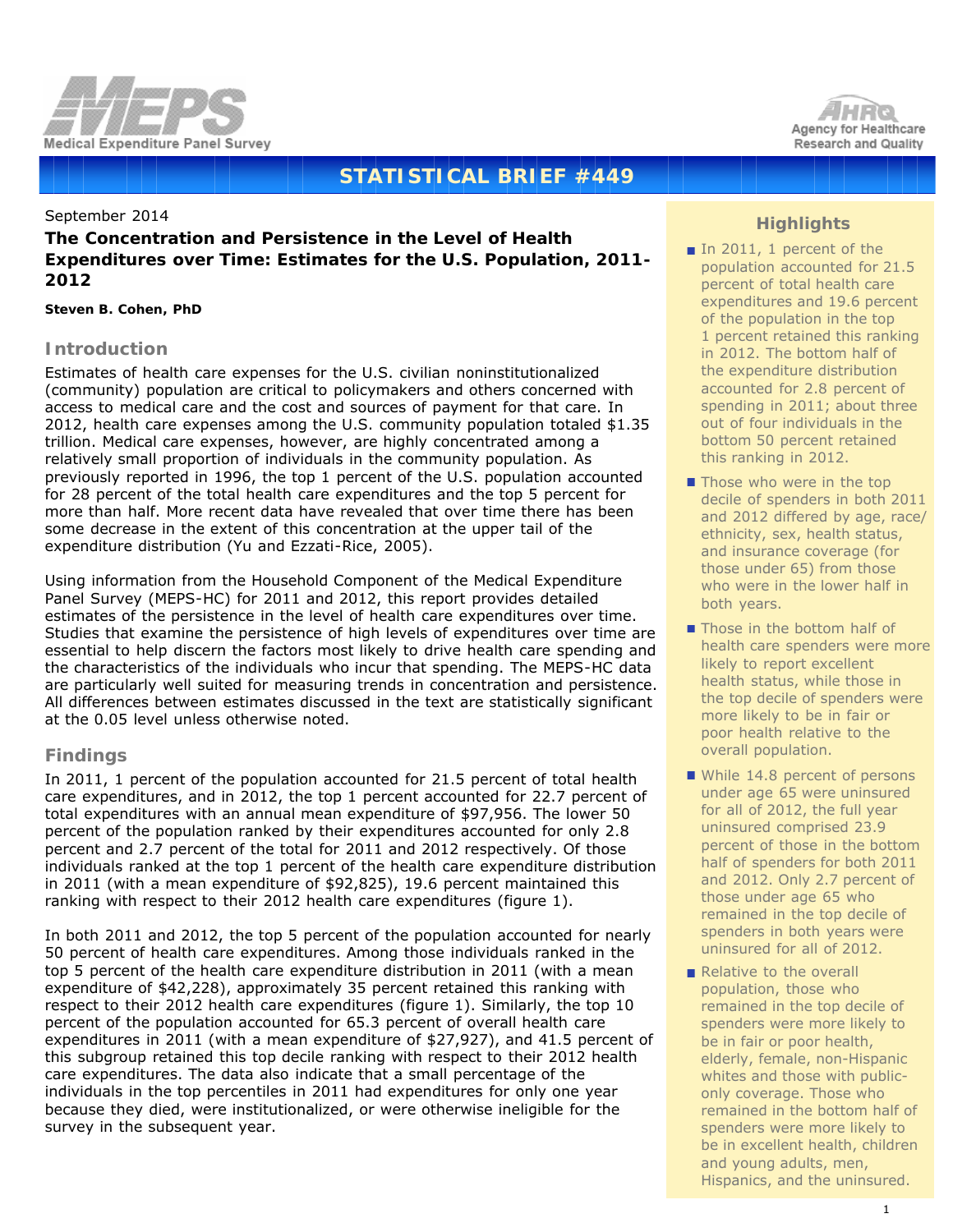MEPS Medical Expenditure Panel Survey

AHRQ Agency for Healthcare Research and Quality

# STATISTICAL BRIEF #449

September 2014

**The Concentration and Persistence in the Level of Health Expenditures over Time: Estimates for the U.S. Population, 2011-2012**

**Steven B. Cohen, PhD**

## Introduction

Estimates of health care expenses for the U.S. civilian noninstitutionalized (community) population are critical to policymakers and others concerned with access to medical care and the cost and sources of payment for that care. In 2012, health care expenses among the U.S. community population totaled $1.35 trillion. Medical care expenses, however, are highly concentrated among a relatively small proportion of individuals in the community population. As previously reported in 1996, the top 1 percent of the U.S. population accounted for 28 percent of the total health care expenditures and the top 5 percent for more than half. More recent data have revealed that over time there has been some decrease in the extent of this concentration at the upper tail of the expenditure distribution (Yu and Ezzati-Rice, 2005).

Using information from the Household Component of the Medical Expenditure Panel Survey (MEPS-HC) for 2011 and 2012, this report provides detailed estimates of the persistence in the level of health care expenditures over time. Studies that examine the persistence of high levels of expenditures over time are essential to help discern the factors most likely to drive health care spending and the characteristics of the individuals who incur that spending. The MEPS-HC data are particularly well suited for measuring trends in concentration and persistence. All differences between estimates discussed in the text are statistically significant at the 0.05 level unless otherwise noted.

## Findings

In 2011, 1 percent of the population accounted for 21.5 percent of total health care expenditures, and in 2012, the top 1 percent accounted for 22.7 percent of total expenditures with an annual mean expenditure of $97,956. The lower 50 percent of the population ranked by their expenditures accounted for only 2.8 percent and 2.7 percent of the total for 2011 and 2012 respectively. Of those individuals ranked at the top 1 percent of the health care expenditure distribution in 2011 (with a mean expenditure of $92,825), 19.6 percent maintained this ranking with respect to their 2012 health care expenditures (figure 1).

In both 2011 and 2012, the top 5 percent of the population accounted for nearly 50 percent of health care expenditures. Among those individuals ranked in the top 5 percent of the health care expenditure distribution in 2011 (with a mean expenditure of $42,228), approximately 35 percent retained this ranking with respect to their 2012 health care expenditures (figure 1). Similarly, the top 10 percent of the population accounted for 65.3 percent of overall health care expenditures in 2011 (with a mean expenditure of $27,927), and 41.5 percent of this subgroup retained this top decile ranking with respect to their 2012 health care expenditures. The data also indicate that a small percentage of the individuals in the top percentiles in 2011 had expenditures for only one year because they died, were institutionalized, or were otherwise ineligible for the survey in the subsequent year.

## Highlights

- In 2011, 1 percent of the population accounted for 21.5 percent of total health care expenditures and 19.6 percent of the population in the top 1 percent retained this ranking in 2012. The bottom half of the expenditure distribution accounted for 2.8 percent of spending in 2011; about three out of four individuals in the bottom 50 percent retained this ranking in 2012.
- Those who were in the top decile of spenders in both 2011 and 2012 differed by age, race/ethnicity, sex, health status, and insurance coverage (for those under 65) from those who were in the lower half in both years.
- Those in the bottom half of health care spenders were more likely to report excellent health status, while those in the top decile of spenders were more likely to be in fair or poor health relative to the overall population.
- While 14.8 percent of persons under age 65 were uninsured for all of 2012, the full year uninsured comprised 23.9 percent of those in the bottom half of spenders for both 2011 and 2012. Only 2.7 percent of those under age 65 who remained in the top decile of spenders in both years were uninsured for all of 2012.
- Relative to the overall population, those who remained in the top decile of spenders were more likely to be in fair or poor health, elderly, female, non-Hispanic whites and those with public-only coverage. Those who remained in the bottom half of spenders were more likely to be in excellent health, children and young adults, men, Hispanics, and the uninsured.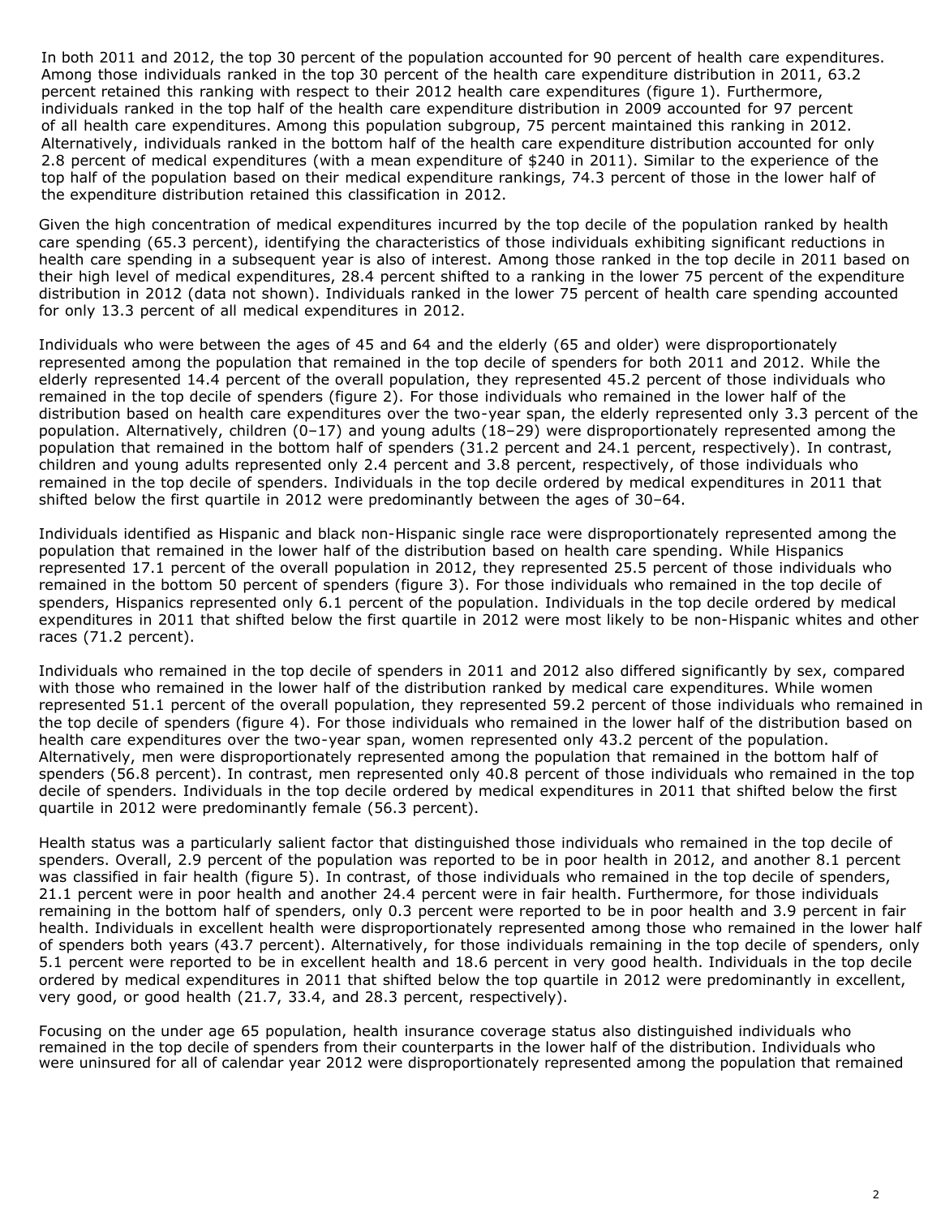In both 2011 and 2012, the top 30 percent of the population accounted for 90 percent of health care expenditures. Among those individuals ranked in the top 30 percent of the health care expenditure distribution in 2011, 63.2 percent retained this ranking with respect to their 2012 health care expenditures (figure 1). Furthermore, individuals ranked in the top half of the health care expenditure distribution in 2009 accounted for 97 percent of all health care expenditures. Among this population subgroup, 75 percent maintained this ranking in 2012. Alternatively, individuals ranked in the bottom half of the health care expenditure distribution accounted for only 2.8 percent of medical expenditures (with a mean expenditure of $240 in 2011). Similar to the experience of the top half of the population based on their medical expenditure rankings, 74.3 percent of those in the lower half of the expenditure distribution retained this classification in 2012.

Given the high concentration of medical expenditures incurred by the top decile of the population ranked by health care spending (65.3 percent), identifying the characteristics of those individuals exhibiting significant reductions in health care spending in a subsequent year is also of interest. Among those ranked in the top decile in 2011 based on their high level of medical expenditures, 28.4 percent shifted to a ranking in the lower 75 percent of the expenditure distribution in 2012 (data not shown). Individuals ranked in the lower 75 percent of health care spending accounted for only 13.3 percent of all medical expenditures in 2012.

Individuals who were between the ages of 45 and 64 and the elderly (65 and older) were disproportionately represented among the population that remained in the top decile of spenders for both 2011 and 2012. While the elderly represented 14.4 percent of the overall population, they represented 45.2 percent of those individuals who remained in the top decile of spenders (figure 2). For those individuals who remained in the lower half of the distribution based on health care expenditures over the two-year span, the elderly represented only 3.3 percent of the population. Alternatively, children (0–17) and young adults (18–29) were disproportionately represented among the population that remained in the bottom half of spenders (31.2 percent and 24.1 percent, respectively). In contrast, children and young adults represented only 2.4 percent and 3.8 percent, respectively, of those individuals who remained in the top decile of spenders. Individuals in the top decile ordered by medical expenditures in 2011 that shifted below the first quartile in 2012 were predominantly between the ages of 30–64.

Individuals identified as Hispanic and black non-Hispanic single race were disproportionately represented among the population that remained in the lower half of the distribution based on health care spending. While Hispanics represented 17.1 percent of the overall population in 2012, they represented 25.5 percent of those individuals who remained in the bottom 50 percent of spenders (figure 3). For those individuals who remained in the top decile of spenders, Hispanics represented only 6.1 percent of the population. Individuals in the top decile ordered by medical expenditures in 2011 that shifted below the first quartile in 2012 were most likely to be non-Hispanic whites and other races (71.2 percent).

Individuals who remained in the top decile of spenders in 2011 and 2012 also differed significantly by sex, compared with those who remained in the lower half of the distribution ranked by medical care expenditures. While women represented 51.1 percent of the overall population, they represented 59.2 percent of those individuals who remained in the top decile of spenders (figure 4). For those individuals who remained in the lower half of the distribution based on health care expenditures over the two-year span, women represented only 43.2 percent of the population. Alternatively, men were disproportionately represented among the population that remained in the bottom half of spenders (56.8 percent). In contrast, men represented only 40.8 percent of those individuals who remained in the top decile of spenders. Individuals in the top decile ordered by medical expenditures in 2011 that shifted below the first quartile in 2012 were predominantly female (56.3 percent).

Health status was a particularly salient factor that distinguished those individuals who remained in the top decile of spenders. Overall, 2.9 percent of the population was reported to be in poor health in 2012, and another 8.1 percent was classified in fair health (figure 5). In contrast, of those individuals who remained in the top decile of spenders, 21.1 percent were in poor health and another 24.4 percent were in fair health. Furthermore, for those individuals remaining in the bottom half of spenders, only 0.3 percent were reported to be in poor health and 3.9 percent in fair health. Individuals in excellent health were disproportionately represented among those who remained in the lower half of spenders both years (43.7 percent). Alternatively, for those individuals remaining in the top decile of spenders, only 5.1 percent were reported to be in excellent health and 18.6 percent in very good health. Individuals in the top decile ordered by medical expenditures in 2011 that shifted below the top quartile in 2012 were predominantly in excellent, very good, or good health (21.7, 33.4, and 28.3 percent, respectively).

Focusing on the under age 65 population, health insurance coverage status also distinguished individuals who remained in the top decile of spenders from their counterparts in the lower half of the distribution. Individuals who were uninsured for all of calendar year 2012 were disproportionately represented among the population that remained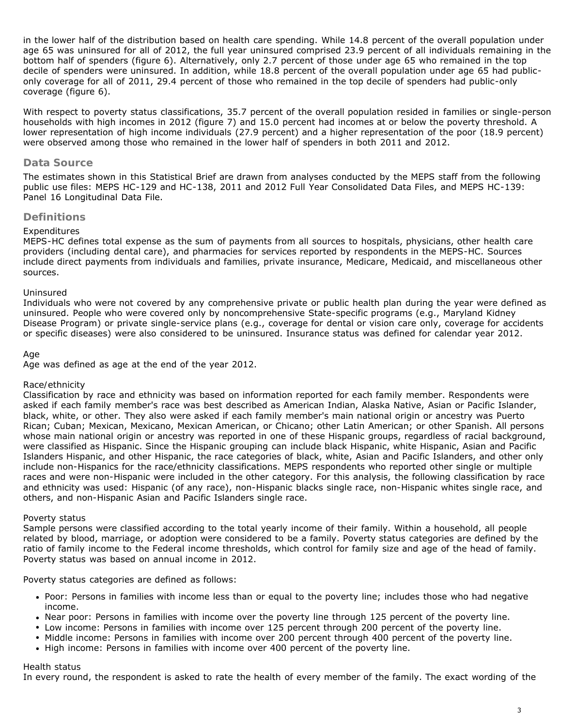in the lower half of the distribution based on health care spending. While 14.8 percent of the overall population under age 65 was uninsured for all of 2012, the full year uninsured comprised 23.9 percent of all individuals remaining in the bottom half of spenders (figure 6). Alternatively, only 2.7 percent of those under age 65 who remained in the top decile of spenders were uninsured. In addition, while 18.8 percent of the overall population under age 65 had public-only coverage for all of 2011, 29.4 percent of those who remained in the top decile of spenders had public-only coverage (figure 6).

With respect to poverty status classifications, 35.7 percent of the overall population resided in families or single-person households with high incomes in 2012 (figure 7) and 15.0 percent had incomes at or below the poverty threshold. A lower representation of high income individuals (27.9 percent) and a higher representation of the poor (18.9 percent) were observed among those who remained in the lower half of spenders in both 2011 and 2012.

## Data Source

The estimates shown in this Statistical Brief are drawn from analyses conducted by the MEPS staff from the following public use files: MEPS HC-129 and HC-138, 2011 and 2012 Full Year Consolidated Data Files, and MEPS HC-139: Panel 16 Longitudinal Data File.

## Definitions

Expenditures
MEPS-HC defines total expense as the sum of payments from all sources to hospitals, physicians, other health care providers (including dental care), and pharmacies for services reported by respondents in the MEPS-HC. Sources include direct payments from individuals and families, private insurance, Medicare, Medicaid, and miscellaneous other sources.

Uninsured
Individuals who were not covered by any comprehensive private or public health plan during the year were defined as uninsured. People who were covered only by noncomprehensive State-specific programs (e.g., Maryland Kidney Disease Program) or private single-service plans (e.g., coverage for dental or vision care only, coverage for accidents or specific diseases) were also considered to be uninsured. Insurance status was defined for calendar year 2012.

Age
Age was defined as age at the end of the year 2012.

Race/ethnicity
Classification by race and ethnicity was based on information reported for each family member. Respondents were asked if each family member's race was best described as American Indian, Alaska Native, Asian or Pacific Islander, black, white, or other. They also were asked if each family member's main national origin or ancestry was Puerto Rican; Cuban; Mexican, Mexicano, Mexican American, or Chicano; other Latin American; or other Spanish. All persons whose main national origin or ancestry was reported in one of these Hispanic groups, regardless of racial background, were classified as Hispanic. Since the Hispanic grouping can include black Hispanic, white Hispanic, Asian and Pacific Islanders Hispanic, and other Hispanic, the race categories of black, white, Asian and Pacific Islanders, and other only include non-Hispanics for the race/ethnicity classifications. MEPS respondents who reported other single or multiple races and were non-Hispanic were included in the other category. For this analysis, the following classification by race and ethnicity was used: Hispanic (of any race), non-Hispanic blacks single race, non-Hispanic whites single race, and others, and non-Hispanic Asian and Pacific Islanders single race.

Poverty status
Sample persons were classified according to the total yearly income of their family. Within a household, all people related by blood, marriage, or adoption were considered to be a family. Poverty status categories are defined by the ratio of family income to the Federal income thresholds, which control for family size and age of the head of family. Poverty status was based on annual income in 2012.

Poverty status categories are defined as follows:

- Poor: Persons in families with income less than or equal to the poverty line; includes those who had negative income.
- Near poor: Persons in families with income over the poverty line through 125 percent of the poverty line.
- Low income: Persons in families with income over 125 percent through 200 percent of the poverty line.
- Middle income: Persons in families with income over 200 percent through 400 percent of the poverty line.
- High income: Persons in families with income over 400 percent of the poverty line.

Health status
In every round, the respondent is asked to rate the health of every member of the family. The exact wording of the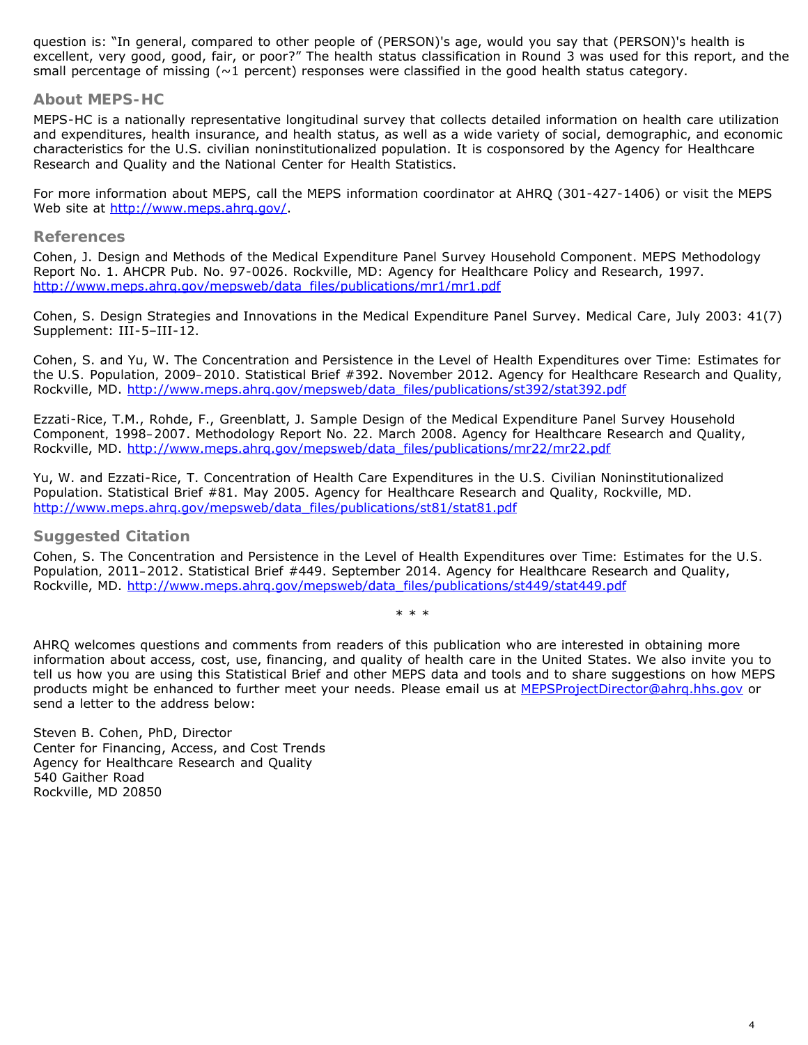question is: "In general, compared to other people of (PERSON)'s age, would you say that (PERSON)'s health is excellent, very good, good, fair, or poor?" The health status classification in Round 3 was used for this report, and the small percentage of missing (~1 percent) responses were classified in the good health status category.

## About MEPS-HC

MEPS-HC is a nationally representative longitudinal survey that collects detailed information on health care utilization and expenditures, health insurance, and health status, as well as a wide variety of social, demographic, and economic characteristics for the U.S. civilian noninstitutionalized population. It is cosponsored by the Agency for Healthcare Research and Quality and the National Center for Health Statistics.

For more information about MEPS, call the MEPS information coordinator at AHRQ (301-427-1406) or visit the MEPS Web site at http://www.meps.ahrq.gov/.

## References

Cohen, J. Design and Methods of the Medical Expenditure Panel Survey Household Component. MEPS Methodology Report No. 1. AHCPR Pub. No. 97-0026. Rockville, MD: Agency for Healthcare Policy and Research, 1997. http://www.meps.ahrq.gov/mepsweb/data_files/publications/mr1/mr1.pdf

Cohen, S. Design Strategies and Innovations in the Medical Expenditure Panel Survey. Medical Care, July 2003: 41(7) Supplement: III-5–III-12.

Cohen, S. and Yu, W. The Concentration and Persistence in the Level of Health Expenditures over Time: Estimates for the U.S. Population, 2009–2010. Statistical Brief #392. November 2012. Agency for Healthcare Research and Quality, Rockville, MD. http://www.meps.ahrq.gov/mepsweb/data_files/publications/st392/stat392.pdf

Ezzati-Rice, T.M., Rohde, F., Greenblatt, J. Sample Design of the Medical Expenditure Panel Survey Household Component, 1998–2007. Methodology Report No. 22. March 2008. Agency for Healthcare Research and Quality, Rockville, MD. http://www.meps.ahrq.gov/mepsweb/data_files/publications/mr22/mr22.pdf

Yu, W. and Ezzati-Rice, T. Concentration of Health Care Expenditures in the U.S. Civilian Noninstitutionalized Population. Statistical Brief #81. May 2005. Agency for Healthcare Research and Quality, Rockville, MD. http://www.meps.ahrq.gov/mepsweb/data_files/publications/st81/stat81.pdf

## Suggested Citation

Cohen, S. The Concentration and Persistence in the Level of Health Expenditures over Time: Estimates for the U.S. Population, 2011–2012. Statistical Brief #449. September 2014. Agency for Healthcare Research and Quality, Rockville, MD. http://www.meps.ahrq.gov/mepsweb/data_files/publications/st449/stat449.pdf

\* \* \*

AHRQ welcomes questions and comments from readers of this publication who are interested in obtaining more information about access, cost, use, financing, and quality of health care in the United States. We also invite you to tell us how you are using this Statistical Brief and other MEPS data and tools and to share suggestions on how MEPS products might be enhanced to further meet your needs. Please email us at MEPSProjectDirector@ahrq.hhs.gov or send a letter to the address below:

Steven B. Cohen, PhD, Director
Center for Financing, Access, and Cost Trends
Agency for Healthcare Research and Quality
540 Gaither Road
Rockville, MD 20850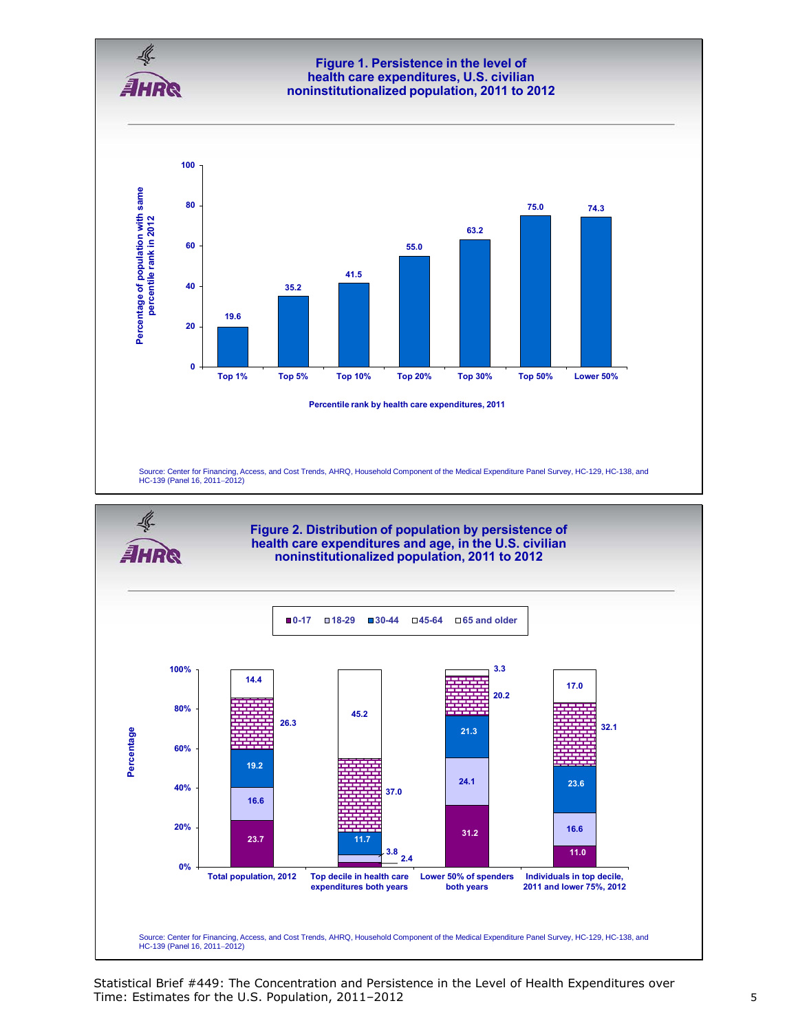## Figure 1. Persistence in the level of health care expenditures, U.S. civilian noninstitutionalized population, 2011 to 2012

| Percentile rank by health care expenditures, 2011 | Percentage of population with same percentile rank in 2012 |
| --- | --- |
| Top 1% | 19.6 |
| Top 5% | 35.2 |
| Top 10% | 41.5 |
| Top 20% | 55.0 |
| Top 30% | 63.2 |
| Top 50% | 75.0 |
| Lower 50% | 74.3 |

Source: Center for Financing, Access, and Cost Trends, AHRQ, Household Component of the Medical Expenditure Panel Survey, HC-129, HC-138, and HC-139 (Panel 16, 2011–2012)

## Figure 2. Distribution of population by persistence of health care expenditures and age, in the U.S. civilian noninstitutionalized population, 2011 to 2012

| Age | Total population, 2012 | Top decile in health care expenditures both years | Lower 50% of spenders both years | Individuals in top decile, 2011 and lower 75%, 2012 |
| --- | --- | --- | --- | --- |
| 0-17 | 23.7 | 2.4 | 31.2 | 11.0 |
| 18-29 | 16.6 | 3.8 | 24.1 | 16.6 |
| 30-44 | 19.2 | 11.7 | 21.3 | 23.6 |
| 45-64 | 26.3 | 37.0 | 20.2 | 32.1 |
| 65 and older | 14.4 | 45.2 | 3.3 | 17.0 |

Source: Center for Financing, Access, and Cost Trends, AHRQ, Household Component of the Medical Expenditure Panel Survey, HC-129, HC-138, and HC-139 (Panel 16, 2011–2012)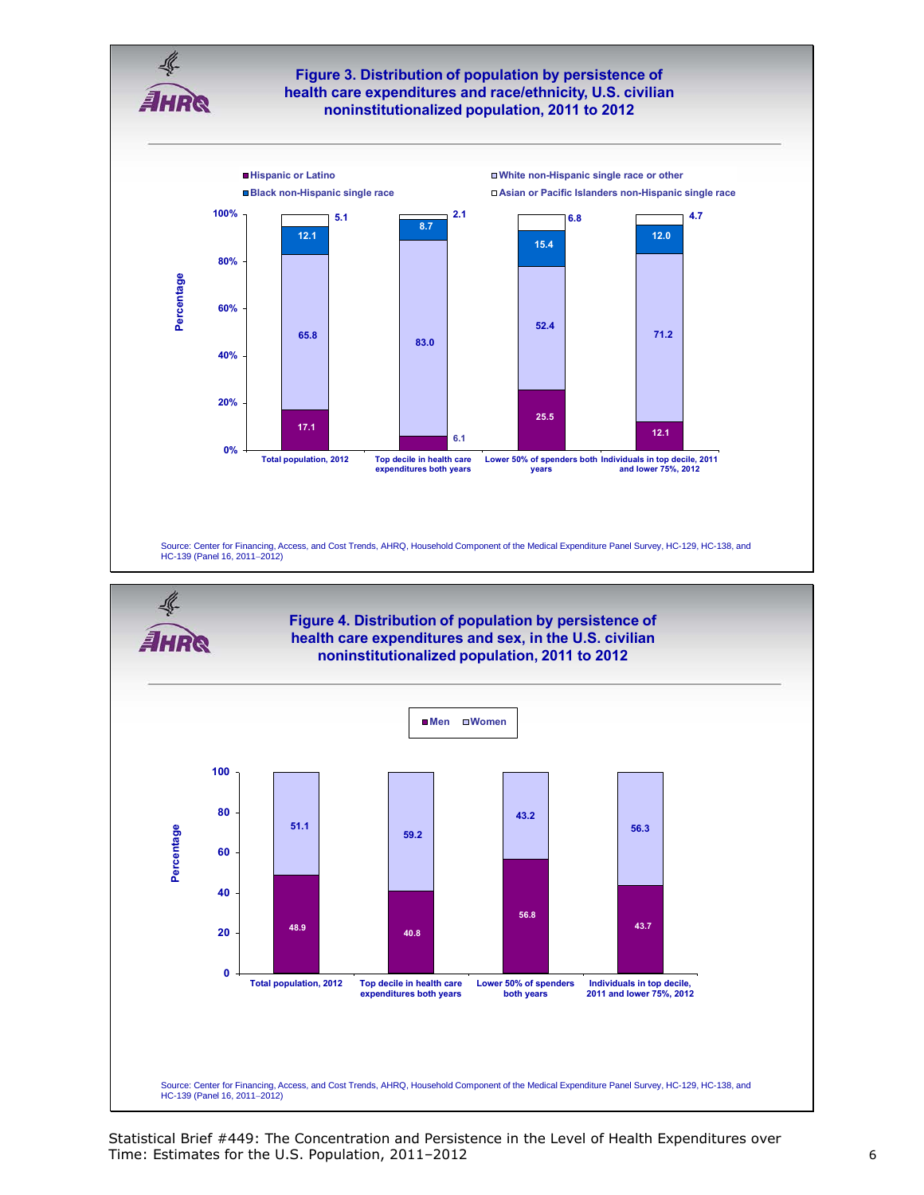## Figure 3. Distribution of population by persistence of health care expenditures and race/ethnicity, U.S. civilian noninstitutionalized population, 2011 to 2012

| | Total population, 2012 | Top decile in health care expenditures both years | Lower 50% of spenders both years | Individuals in top decile, 2011 and lower 75%, 2012 |
|---|---|---|---|---|
| Hispanic or Latino | 17.1 | 6.1 | 25.5 | 12.1 |
| White non-Hispanic single race or other | 65.8 | 83.0 | 52.4 | 71.2 |
| Black non-Hispanic single race | 12.1 | 8.7 | 15.4 | 12.0 |
| Asian or Pacific Islanders non-Hispanic single race | 5.1 | 2.1 | 6.8 | 4.7 |

Source: Center for Financing, Access, and Cost Trends, AHRQ, Household Component of the Medical Expenditure Panel Survey, HC-129, HC-138, and HC-139 (Panel 16, 2011–2012)

## Figure 4. Distribution of population by persistence of health care expenditures and sex, in the U.S. civilian noninstitutionalized population, 2011 to 2012

| | Total population, 2012 | Top decile in health care expenditures both years | Lower 50% of spenders both years | Individuals in top decile, 2011 and lower 75%, 2012 |
|---|---|---|---|---|
| Men | 48.9 | 40.8 | 56.8 | 43.7 |
| Women | 51.1 | 59.2 | 43.2 | 56.3 |

Source: Center for Financing, Access, and Cost Trends, AHRQ, Household Component of the Medical Expenditure Panel Survey, HC-129, HC-138, and HC-139 (Panel 16, 2011–2012)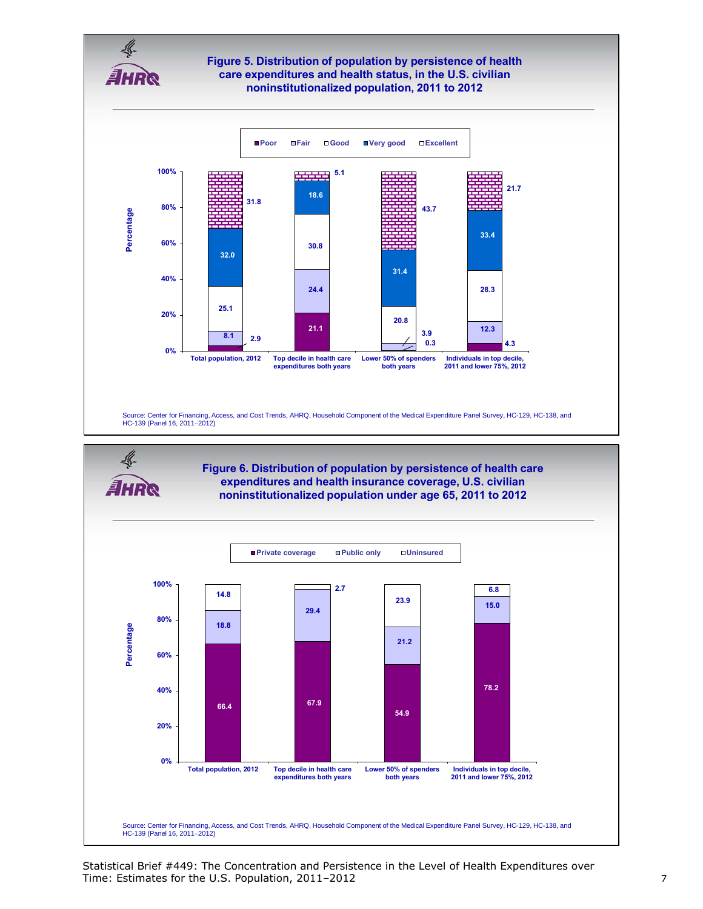## Figure 5. Distribution of population by persistence of health care expenditures and health status, in the U.S. civilian noninstitutionalized population, 2011 to 2012

| | Poor | Fair | Good | Very good | Excellent |
|---|---|---|---|---|---|
| Total population, 2012 | 2.9 | 8.1 | 25.1 | 32.0 | 31.8 |
| Top decile in health care expenditures both years | 21.1 | 24.4 | 30.8 | 18.6 | 5.1 |
| Lower 50% of spenders both years | 0.3 | 3.9 | 20.8 | 31.4 | 43.7 |
| Individuals in top decile, 2011 and lower 75%, 2012 | 4.3 | 12.3 | 28.3 | 33.4 | 21.7 |

Percentage

Source: Center for Financing, Access, and Cost Trends, AHRQ, Household Component of the Medical Expenditure Panel Survey, HC-129, HC-138, and HC-139 (Panel 16, 2011–2012)

## Figure 6. Distribution of population by persistence of health care expenditures and health insurance coverage, U.S. civilian noninstitutionalized population under age 65, 2011 to 2012

| | Private coverage | Public only | Uninsured |
|---|---|---|---|
| Total population, 2012 | 66.4 | 18.8 | 14.8 |
| Top decile in health care expenditures both years | 67.9 | 29.4 | 2.7 |
| Lower 50% of spenders both years | 54.9 | 21.2 | 23.9 |
| Individuals in top decile, 2011 and lower 75%, 2012 | 78.2 | 15.0 | 6.8 |

Percentage

Source: Center for Financing, Access, and Cost Trends, AHRQ, Household Component of the Medical Expenditure Panel Survey, HC-129, HC-138, and HC-139 (Panel 16, 2011–2012)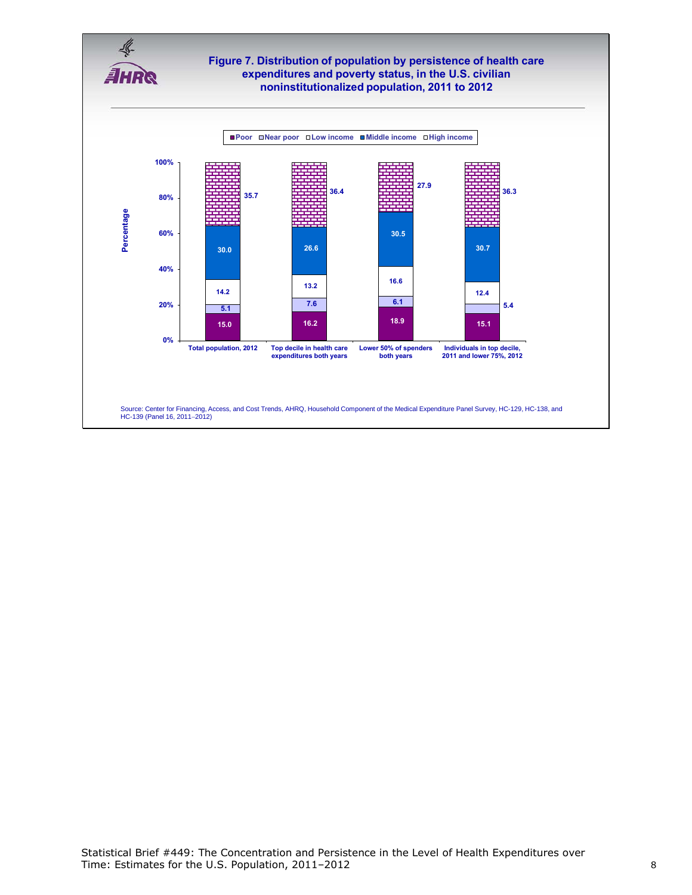## Figure 7. Distribution of population by persistence of health care expenditures and poverty status, in the U.S. civilian noninstitutionalized population, 2011 to 2012

Poor | Near poor | Low income | Middle income | High income

Percentage

100%
80%
60%
40%
20%
0%

Total population, 2012: 15.0, 5.1, 14.2, 30.0, 35.7

Top decile in health care expenditures both years: 16.2, 7.6, 13.2, 26.6, 36.4

Lower 50% of spenders both years: 18.9, 6.1, 16.6, 30.5, 27.9

Individuals in top decile, 2011 and lower 75%, 2012: 15.1, 5.4, 12.4, 30.7, 36.3

Source: Center for Financing, Access, and Cost Trends, AHRQ, Household Component of the Medical Expenditure Panel Survey, HC-129, HC-138, and HC-139 (Panel 16, 2011–2012)